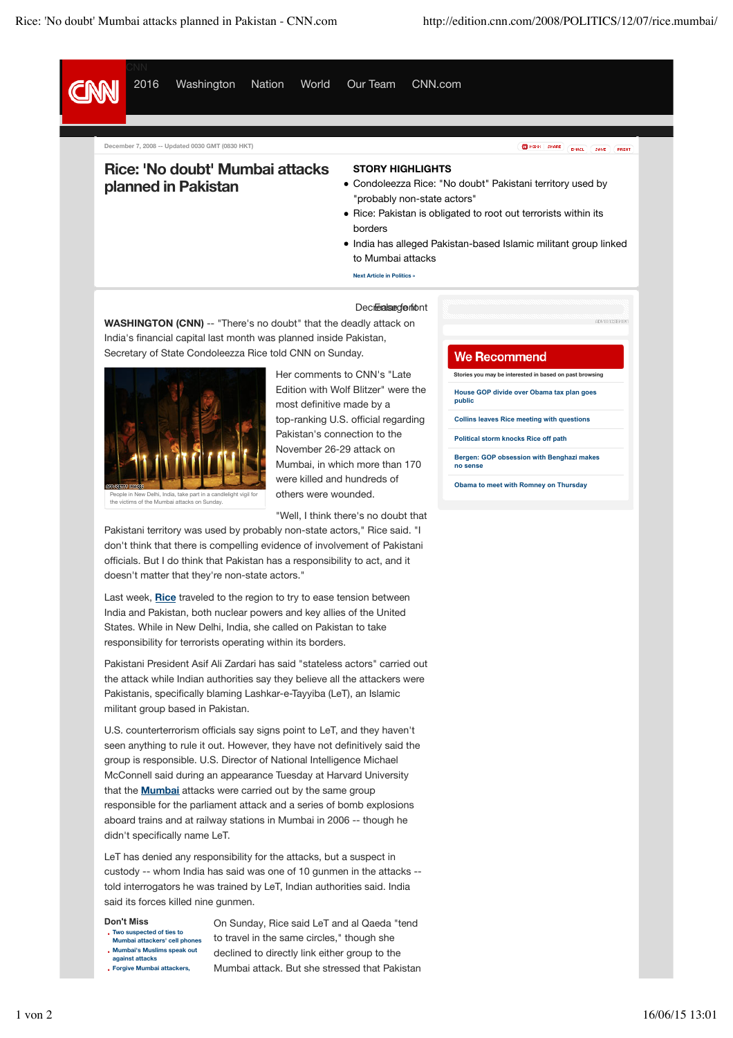December 7, 2008 -- Updated 0030 GMT (0830 HKT)

# Rice: 'No doubt' Mumbai attacks planned in Pakistan

**STORY HIGHLIGHTS**

- Condoleezza Rice: "No doubt" Pakistani territory used by "probably non-state actors"
- Rice: Pakistan is obligated to root out terrorists within its borders
- India has alleged Pakistan-based Islamic militant group linked to Mumbai attacks

Next Article in Politics »

**WASHINGTON (CNN)** -- "There's no doubt" that the deadly attack on India's financial capital last month was planned inside Pakistan, Secretary of State Condoleezza Rice told CNN on Sunday.

People in New Delhi, India, take part in a candlelight vigil for the victims of the Mumbai attacks on Sunday.

Her comments to CNN's "Late Edition with Wolf Blitzer" were the most definitive made by a top-ranking U.S. official regarding Pakistan's connection to the November 26-29 attack on Mumbai, in which more than 170 were killed and hundreds of others were wounded.

"Well, I think there's no doubt that Pakistani territory was used by probably non-state actors," Rice said. "I don't think that there is compelling evidence of involvement of Pakistani officials. But I do think that Pakistan has a responsibility to act, and it doesn't matter that they're non-state actors."

Last week, **Rice** traveled to the region to try to ease tension between India and Pakistan, both nuclear powers and key allies of the United States. While in New Delhi, India, she called on Pakistan to take responsibility for terrorists operating within its borders.

Pakistani President Asif Ali Zardari has said "stateless actors" carried out the attack while Indian authorities say they believe all the attackers were Pakistanis, specifically blaming Lashkar-e-Tayyiba (LeT), an Islamic militant group based in Pakistan.

U.S. counterterrorism officials say signs point to LeT, and they haven't seen anything to rule it out. However, they have not definitively said the group is responsible. U.S. Director of National Intelligence Michael McConnell said during an appearance Tuesday at Harvard University that the **Mumbai** attacks were carried out by the same group responsible for the parliament attack and a series of bomb explosions aboard trains and at railway stations in Mumbai in 2006 -- though he didn't specifically name LeT.

LeT has denied any responsibility for the attacks, but a suspect in custody -- whom India has said was one of 10 gunmen in the attacks -- told interrogators he was trained by LeT, Indian authorities said. India said its forces killed nine gunmen.

On Sunday, Rice said LeT and al Qaeda "tend to travel in the same circles," though she declined to directly link either group to the Mumbai attack. But she stressed that Pakistan

**Don't Miss**

- Two suspected of ties to Mumbai attackers' cell phones
- Mumbai's Muslims speak out against attacks
- Forgive Mumbai attackers,

**We Recommend**

Stories you may be interested in based on past browsing

- House GOP divide over Obama tax plan goes public
- Collins leaves Rice meeting with questions
- Political storm knocks Rice off path
- Bergen: GOP obsession with Benghazi makes no sense
- Obama to meet with Romney on Thursday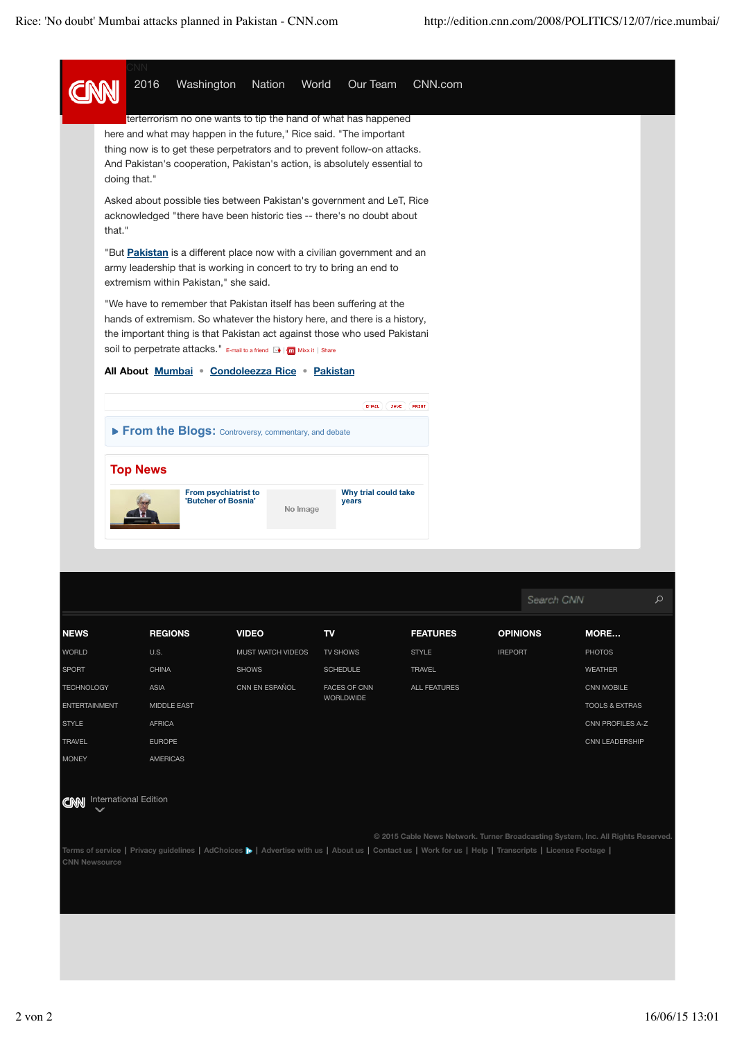CNN 2016 Washington Nation World Our Team CNN.com

terterrorism no one wants to tip the hand of what has happened here and what may happen in the future," Rice said. "The important thing now is to get these perpetrators and to prevent follow-on attacks. And Pakistan's cooperation, Pakistan's action, is absolutely essential to doing that."

Asked about possible ties between Pakistan's government and LeT, Rice acknowledged "there have been historic ties -- there's no doubt about that."

"But **Pakistan** is a different place now with a civilian government and an army leadership that is working in concert to try to bring an end to extremism within Pakistan," she said.

"We have to remember that Pakistan itself has been suffering at the hands of extremism. So whatever the history here, and there is a history, the important thing is that Pakistan act against those who used Pakistani soil to perpetrate attacks." E-mail to a friend | Mixx it | Share

**All About** **Mumbai** • **Condoleezza Rice** • **Pakistan**

E-MAIL SAVE PRINT

**From the Blogs:** Controversy, commentary, and debate

## Top News

**From psychiatrist to 'Butcher of Bosnia'**

No Image

**Why trial could take years**

Search CNN

| NEWS | REGIONS | VIDEO | TV | FEATURES | OPINIONS | MORE... |
|---|---|---|---|---|---|---|
| WORLD | U.S. | MUST WATCH VIDEOS | TV SHOWS | STYLE | IREPORT | PHOTOS |
| SPORT | CHINA | SHOWS | SCHEDULE | TRAVEL | | WEATHER |
| TECHNOLOGY | ASIA | CNN EN ESPAÑOL | FACES OF CNN WORLDWIDE | ALL FEATURES | | CNN MOBILE |
| ENTERTAINMENT | MIDDLE EAST | | | | | TOOLS & EXTRAS |
| STYLE | AFRICA | | | | | CNN PROFILES A-Z |
| TRAVEL | EUROPE | | | | | CNN LEADERSHIP |
| MONEY | AMERICAS | | | | | |

CNN International Edition

© 2015 Cable News Network. Turner Broadcasting System, Inc. All Rights Reserved.

Terms of service | Privacy guidelines | AdChoices | Advertise with us | About us | Contact us | Work for us | Help | Transcripts | License Footage | CNN Newsource